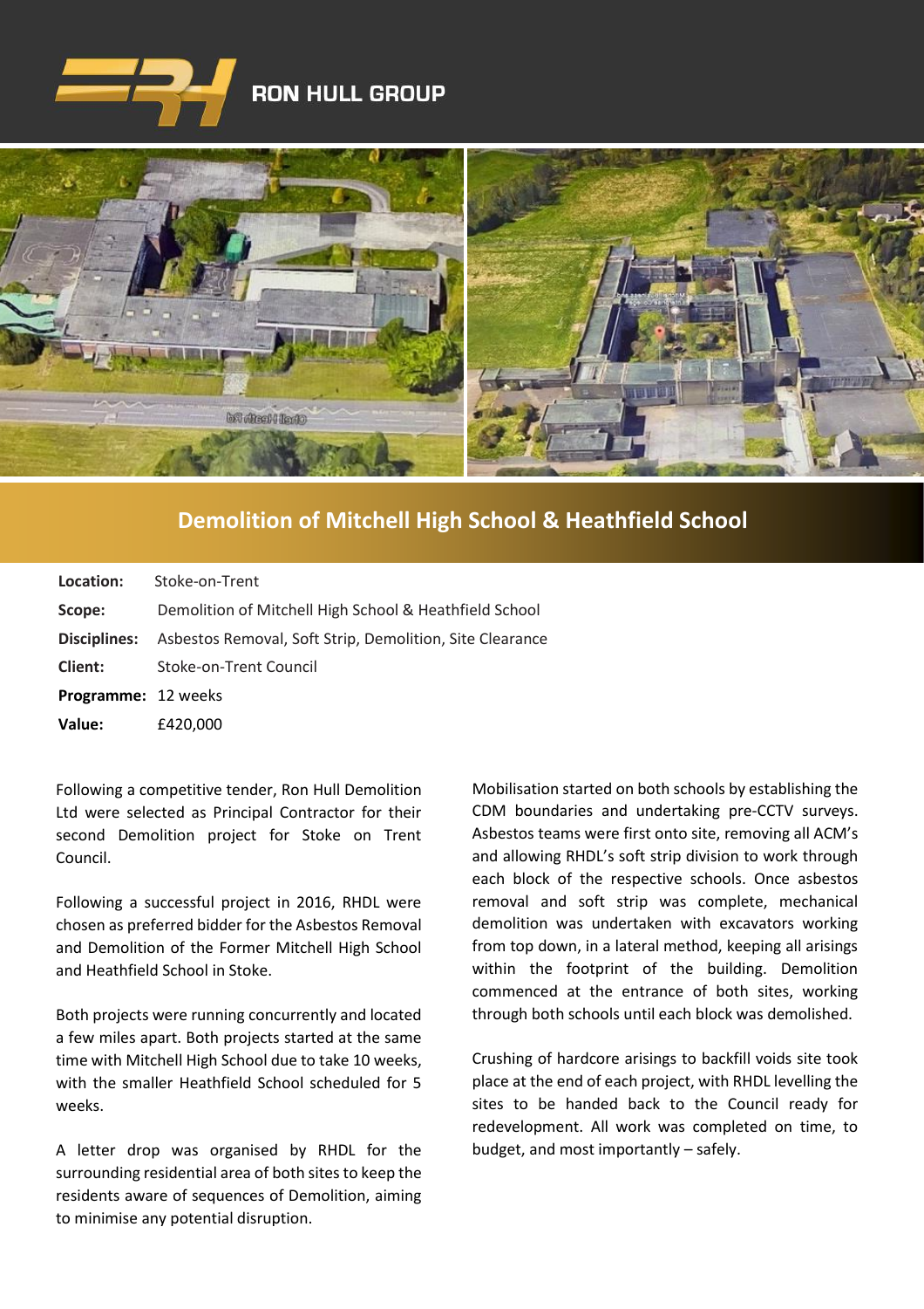RON HULL GROUP

# Demolition of Mitchell High School & Heathfield School

| | |
|---|---|
| **Location:** | Stoke-on-Trent |
| **Scope:** | Demolition of Mitchell High School & Heathfield School |
| **Disciplines:** | Asbestos Removal, Soft Strip, Demolition, Site Clearance |
| **Client:** | Stoke-on-Trent Council |
| **Programme:** | 12 weeks |
| **Value:** | £420,000 |

Following a competitive tender, Ron Hull Demolition Ltd were selected as Principal Contractor for their second Demolition project for Stoke on Trent Council.

Following a successful project in 2016, RHDL were chosen as preferred bidder for the Asbestos Removal and Demolition of the Former Mitchell High School and Heathfield School in Stoke.

Both projects were running concurrently and located a few miles apart. Both projects started at the same time with Mitchell High School due to take 10 weeks, with the smaller Heathfield School scheduled for 5 weeks.

A letter drop was organised by RHDL for the surrounding residential area of both sites to keep the residents aware of sequences of Demolition, aiming to minimise any potential disruption.

Mobilisation started on both schools by establishing the CDM boundaries and undertaking pre-CCTV surveys. Asbestos teams were first onto site, removing all ACM's and allowing RHDL's soft strip division to work through each block of the respective schools. Once asbestos removal and soft strip was complete, mechanical demolition was undertaken with excavators working from top down, in a lateral method, keeping all arisings within the footprint of the building. Demolition commenced at the entrance of both sites, working through both schools until each block was demolished.

Crushing of hardcore arisings to backfill voids site took place at the end of each project, with RHDL levelling the sites to be handed back to the Council ready for redevelopment. All work was completed on time, to budget, and most importantly – safely.